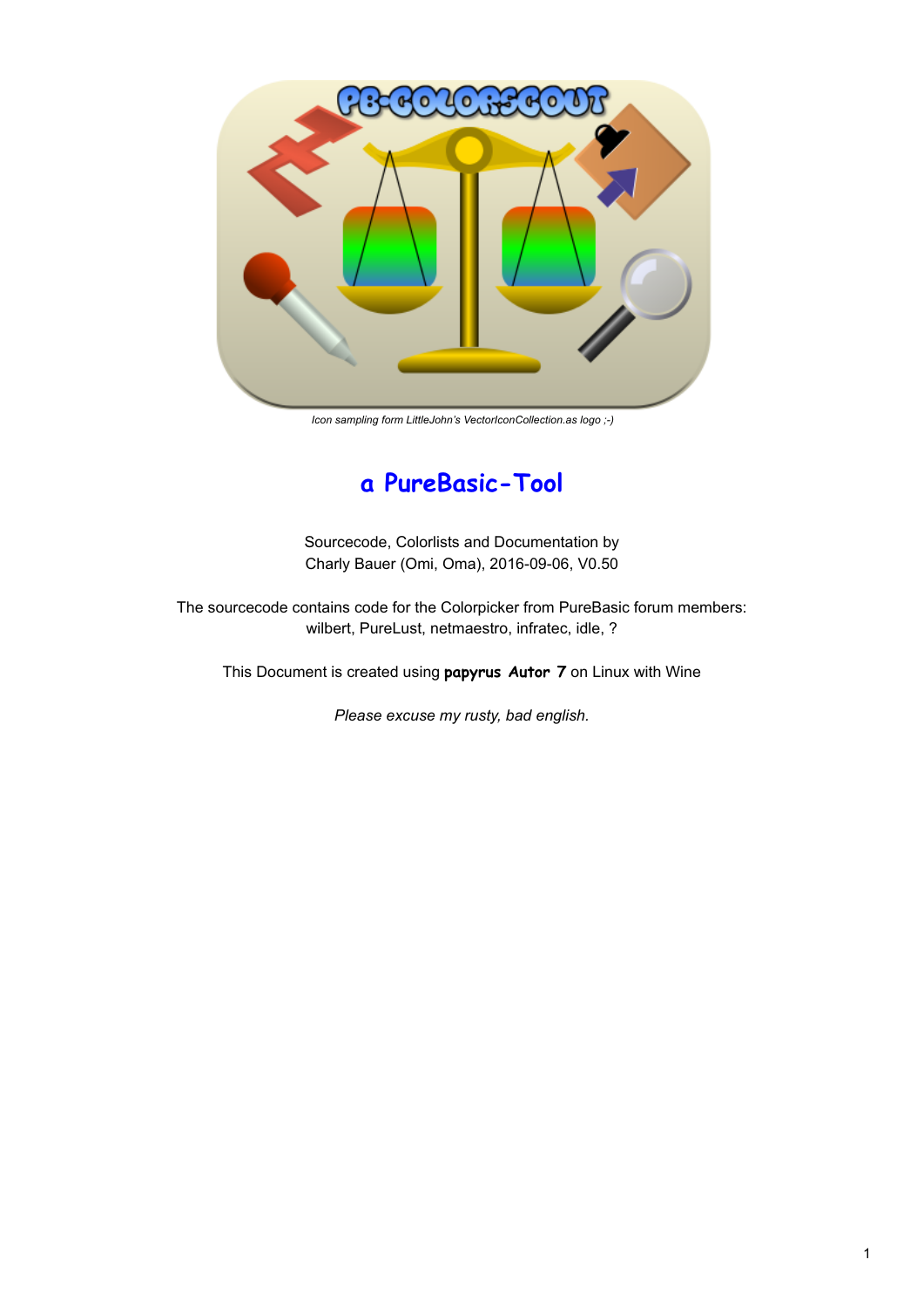*Icon sampling form LittleJohn's VectorIconCollection.as logo ;-)*

# a PureBasic-Tool

Sourcecode, Colorlists and Documentation by
Charly Bauer (Omi, Oma), 2016-09-06, V0.50

The sourcecode contains code for the Colorpicker from PureBasic forum members:
wilbert, PureLust, netmaestro, infratec, idle, ?

This Document is created using **papyrus Autor 7** on Linux with Wine

*Please excuse my rusty, bad english.*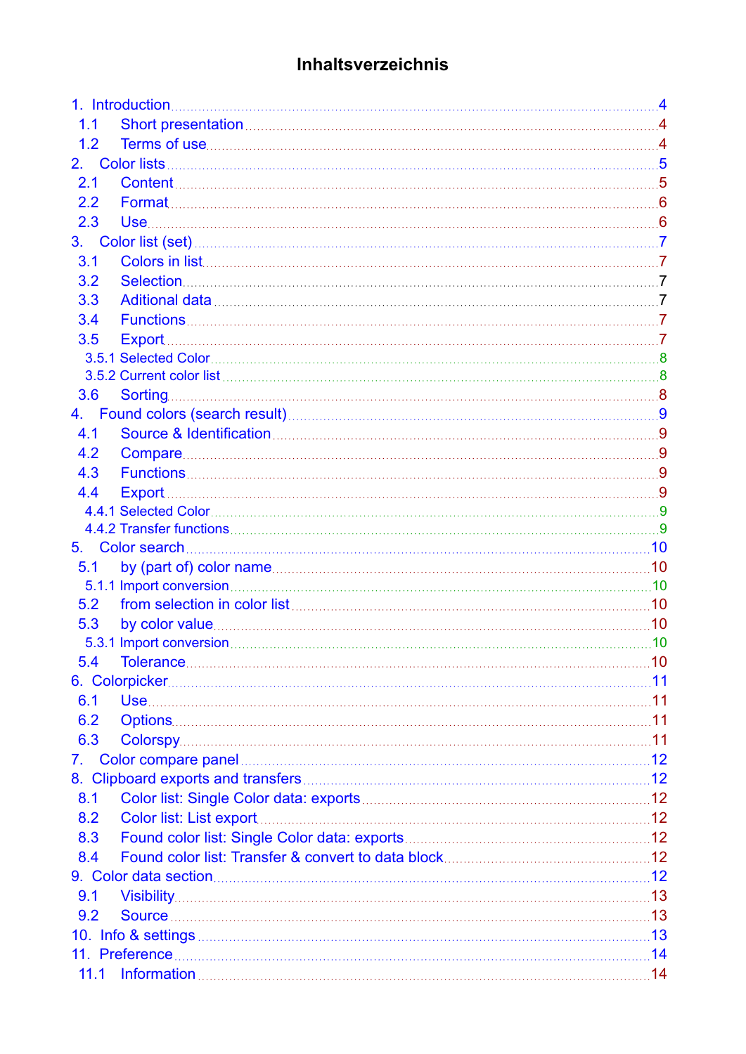# Inhaltsverzeichnis

1. Introduction ........ 4
   - 1.1 Short presentation ........ 4
   - 1.2 Terms of use ........ 4
2. Color lists ........ 5
   - 2.1 Content ........ 5
   - 2.2 Format ........ 6
   - 2.3 Use ........ 6
3. Color list (set) ........ 7
   - 3.1 Colors in list ........ 7
   - 3.2 Selection ........ 7
   - 3.3 Aditional data ........ 7
   - 3.4 Functions ........ 7
   - 3.5 Export ........ 7
     - 3.5.1 Selected Color ........ 8
     - 3.5.2 Current color list ........ 8
   - 3.6 Sorting ........ 8
4. Found colors (search result) ........ 9
   - 4.1 Source & Identification ........ 9
   - 4.2 Compare ........ 9
   - 4.3 Functions ........ 9
   - 4.4 Export ........ 9
     - 4.4.1 Selected Color ........ 9
     - 4.4.2 Transfer functions ........ 9
5. Color search ........ 10
   - 5.1 by (part of) color name ........ 10
     - 5.1.1 Import conversion ........ 10
   - 5.2 from selection in color list ........ 10
   - 5.3 by color value ........ 10
     - 5.3.1 Import conversion ........ 10
   - 5.4 Tolerance ........ 10
6. Colorpicker ........ 11
   - 6.1 Use ........ 11
   - 6.2 Options ........ 11
   - 6.3 Colorspy ........ 11
7. Color compare panel ........ 12
8. Clipboard exports and transfers ........ 12
   - 8.1 Color list: Single Color data: exports ........ 12
   - 8.2 Color list: List export ........ 12
   - 8.3 Found color list: Single Color data: exports ........ 12
   - 8.4 Found color list: Transfer & convert to data block ........ 12
9. Color data section ........ 12
   - 9.1 Visibility ........ 13
   - 9.2 Source ........ 13
10. Info & settings ........ 13
11. Preference ........ 14
    - 11.1 Information ........ 14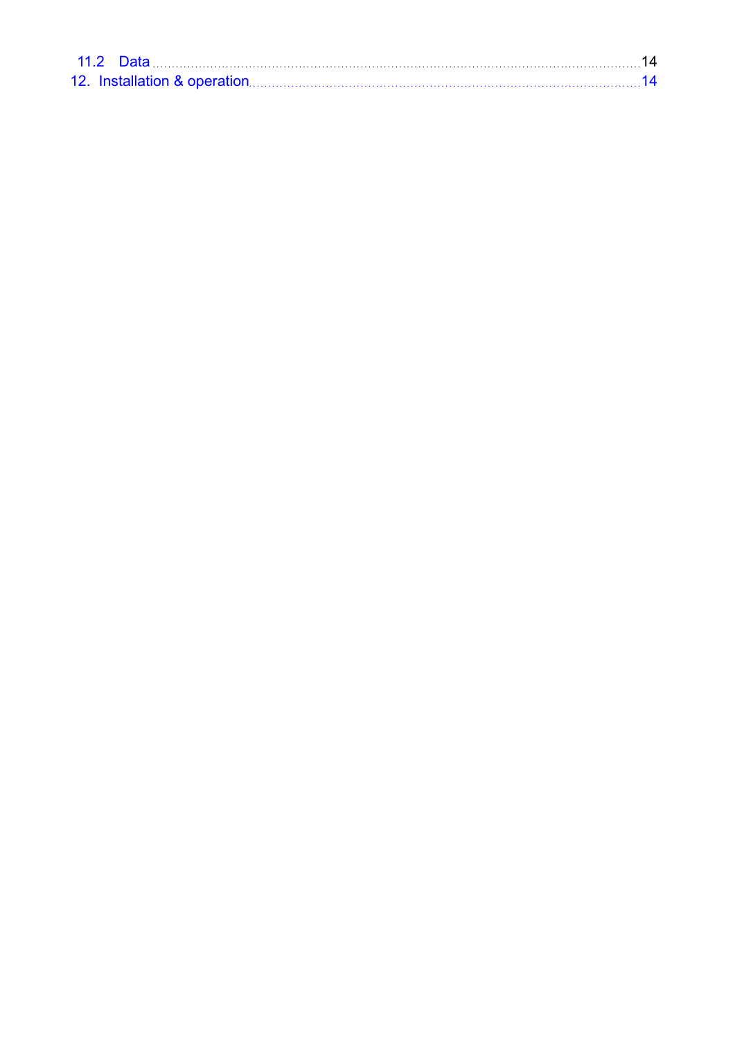11.2 Data ........................................................................................................................................ 14

12. Installation & operation ................................................................................................................ 14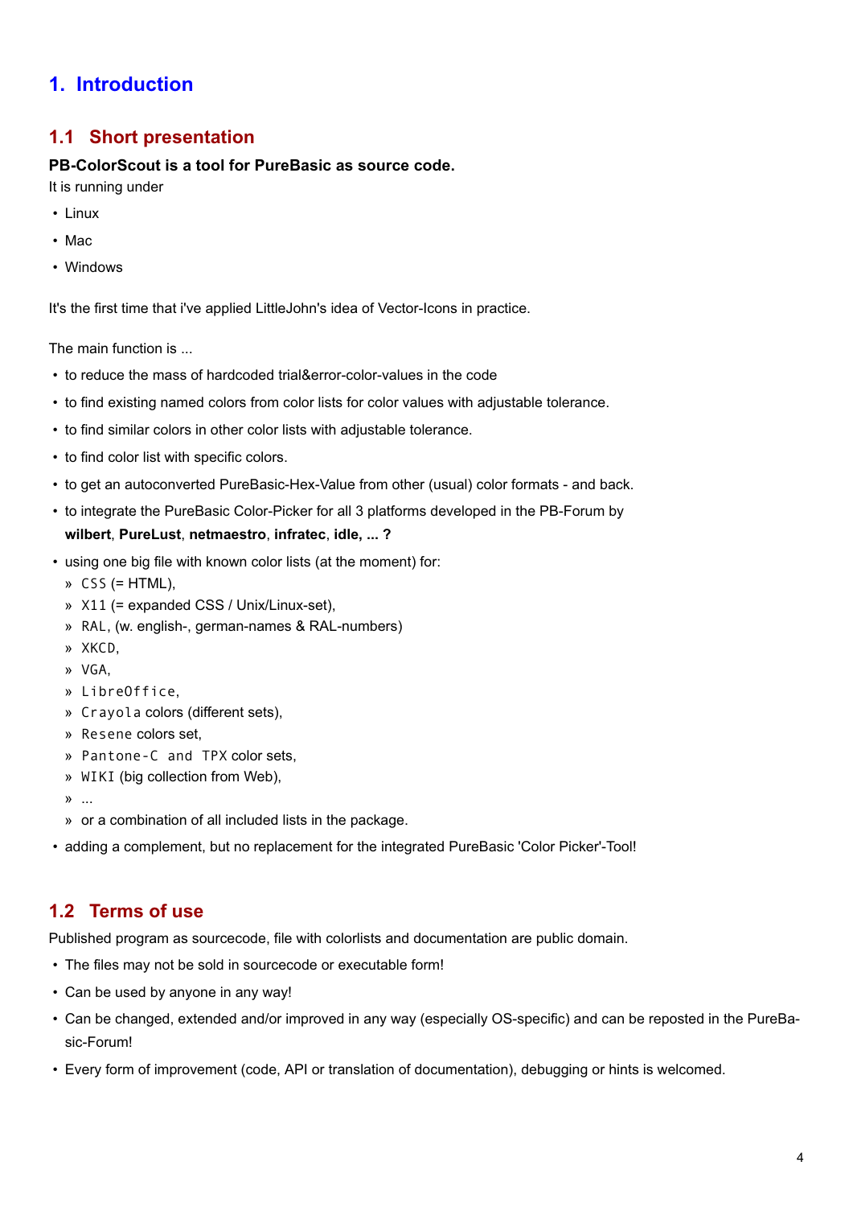# 1. Introduction

## 1.1 Short presentation

**PB-ColorScout is a tool for PureBasic as source code.**

It is running under

- Linux
- Mac
- Windows

It's the first time that i've applied LittleJohn's idea of Vector-Icons in practice.

The main function is ...

- to reduce the mass of hardcoded trial&error-color-values in the code
- to find existing named colors from color lists for color values with adjustable tolerance.
- to find similar colors in other color lists with adjustable tolerance.
- to find color list with specific colors.
- to get an autoconverted PureBasic-Hex-Value from other (usual) color formats - and back.
- to integrate the PureBasic Color-Picker for all 3 platforms developed in the PB-Forum by **wilbert**, **PureLust**, **netmaestro**, **infratec**, **idle, ... ?**
- using one big file with known color lists (at the moment) for:
  - `CSS` (= HTML),
  - `X11` (= expanded CSS / Unix/Linux-set),
  - `RAL`, (w. english-, german-names & RAL-numbers)
  - `XKCD`,
  - `VGA`,
  - `LibreOffice`,
  - `Crayola` colors (different sets),
  - `Resene` colors set,
  - `Pantone-C and TPX` color sets,
  - `WIKI` (big collection from Web),
  - ...
  - or a combination of all included lists in the package.
- adding a complement, but no replacement for the integrated PureBasic 'Color Picker'-Tool!

## 1.2 Terms of use

Published program as sourcecode, file with colorlists and documentation are public domain.

- The files may not be sold in sourcecode or executable form!
- Can be used by anyone in any way!
- Can be changed, extended and/or improved in any way (especially OS-specific) and can be reposted in the PureBasic-Forum!
- Every form of improvement (code, API or translation of documentation), debugging or hints is welcomed.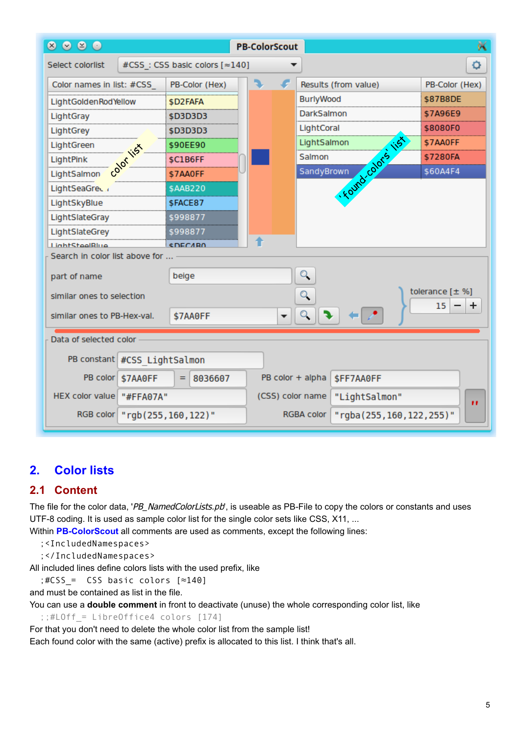## 2. Color lists

### 2.1 Content

The file for the color data, '*PB_NamedColorLists.pb*', is useable as PB-File to copy the colors or constants and uses UTF-8 coding. It is used as sample color list for the single color sets like CSS, X11, ...

Within **PB-ColorScout** all comments are used as comments, except the following lines:

```
;<IncludedNamespaces>
;</IncludedNamespaces>
```

All included lines define colors lists with the used prefix, like

```
;#CSS_=  CSS basic colors [≈140]
```

and must be contained as list in the file.

You can use a **double comment** in front to deactivate (unuse) the whole corresponding color list, like

```
;;#LOff_= LibreOffice4 colors [174]
```

For that you don't need to delete the whole color list from the sample list!

Each found color with the same (active) prefix is allocated to this list. I think that's all.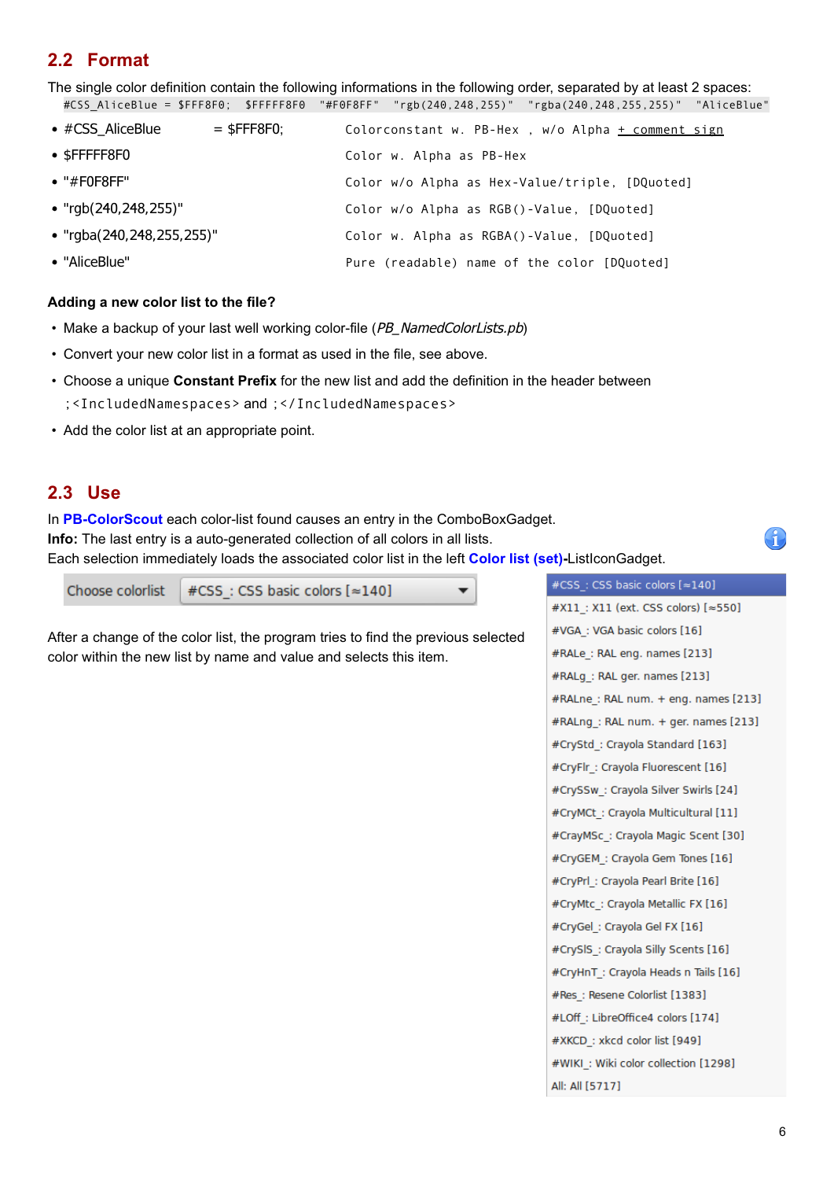## 2.2 Format

The single color definition contain the following informations in the following order, separated by at least 2 spaces:

```
#CSS_AliceBlue = $FFF8F0;  $FFFFF8F0  "#F0F8FF"  "rgb(240,248,255)"  "rgba(240,248,255,255)"  "AliceBlue"
```

- #CSS_AliceBlue = $FFF8F0; — Colorconstant w. PB-Hex , w/o Alpha + comment sign
- $FFFFF8F0 — Color w. Alpha as PB-Hex
- "#F0F8FF" — Color w/o Alpha as Hex-Value/triple, [DQuoted]
- "rgb(240,248,255)" — Color w/o Alpha as RGB()-Value, [DQuoted]
- "rgba(240,248,255,255)" — Color w. Alpha as RGBA()-Value, [DQuoted]
- "AliceBlue" — Pure (readable) name of the color [DQuoted]

**Adding a new color list to the file?**

- Make a backup of your last well working color-file (*PB_NamedColorLists.pb*)
- Convert your new color list in a format as used in the file, see above.
- Choose a unique **Constant Prefix** for the new list and add the definition in the header between `;<IncludedNamespaces>` and `;</IncludedNamespaces>`
- Add the color list at an appropriate point.

## 2.3 Use

In **PB-ColorScout** each color-list found causes an entry in the ComboBoxGadget.
**Info:** The last entry is a auto-generated collection of all colors in all lists.
Each selection immediately loads the associated color list in the left **Color list (set)**-ListIconGadget.

Choose colorlist | #CSS_: CSS basic colors [≈140]

After a change of the color list, the program tries to find the previous selected color within the new list by name and value and selects this item.

- #CSS_: CSS basic colors [≈140]
- #X11_: X11 (ext. CSS colors) [≈550]
- #VGA_: VGA basic colors [16]
- #RALe_: RAL eng. names [213]
- #RALg_: RAL ger. names [213]
- #RALne_: RAL num. + eng. names [213]
- #RALng_: RAL num. + ger. names [213]
- #CryStd_: Crayola Standard [163]
- #CryFlr_: Crayola Fluorescent [16]
- #CrySSw_: Crayola Silver Swirls [24]
- #CryMCt_: Crayola Multicultural [11]
- #CrayMSc_: Crayola Magic Scent [30]
- #CryGEM_: Crayola Gem Tones [16]
- #CryPrl_: Crayola Pearl Brite [16]
- #CryMtc_: Crayola Metallic FX [16]
- #CryGel_: Crayola Gel FX [16]
- #CrySlS_: Crayola Silly Scents [16]
- #CryHnT_: Crayola Heads n Tails [16]
- #Res_: Resene Colorlist [1383]
- #LOff_: LibreOffice4 colors [174]
- #XKCD_: xkcd color list [949]
- #WIKI_: Wiki color collection [1298]
- All: All [5717]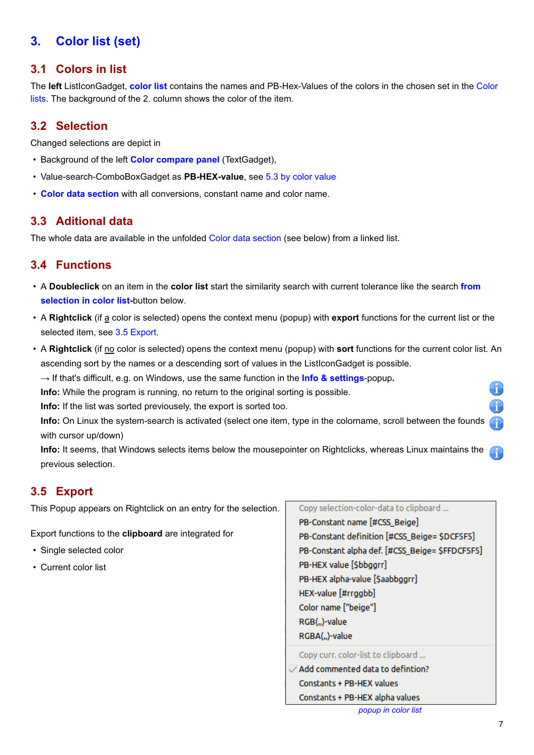# 3. Color list (set)

## 3.1 Colors in list

The **left** ListIconGadget, **color list** contains the names and PB-Hex-Values of the colors in the chosen set in the Color lists. The background of the 2. column shows the color of the item.

## 3.2 Selection

Changed selections are depict in

- Background of the left **Color compare panel** (TextGadget),
- Value-search-ComboBoxGadget as **PB-HEX-value**, see 5.3 by color value
- **Color data section** with all conversions, constant name and color name.

## 3.3 Aditional data

The whole data are available in the unfolded Color data section (see below) from a linked list.

## 3.4 Functions

- A **Doubleclick** on an item in the **color list** start the similarity search with current tolerance like the search **from selection in color list**-button below.
- A **Rightclick** (if a color is selected) opens the context menu (popup) with **export** functions for the current list or the selected item, see 3.5 Export.
- A **Rightclick** (if no color is selected) opens the context menu (popup) with **sort** functions for the current color list. An ascending sort by the names or a descending sort of values in the ListIconGadget is possible.
  → If that's difficult, e.g. on Windows, use the same function in the **Info & settings**-popup.
  **Info:** While the program is running, no return to the original sorting is possible.
  **Info:** If the list was sorted previously, the export is sorted too.
  **Info:** On Linux the system-search is activated (select one item, type in the colorname, scroll between the founds with cursor up/down)
  **Info:** It seems, that Windows selects items below the mousepointer on Rightclicks, whereas Linux maintains the previous selection.

## 3.5 Export

This Popup appears on Rightclick on an entry for the selection.

Export functions to the **clipboard** are integrated for

- Single selected color
- Current color list

Copy selection-color-data to clipboard ...
PB-Constant name [#CSS_Beige]
PB-Constant definition [#CSS_Beige= $DCF5F5]
PB-Constant alpha def. [#CSS_Beige= $FFDCF5F5]
PB-HEX value [$bbggrr]
PB-HEX alpha-value [$aabbggrr]
HEX-value [#rrggbb]
Color name ["beige"]
RGB(,,)-value
RGBA(,,)-value
Copy curr. color-list to clipboard ...
✓ Add commented data to defintion?
Constants + PB-HEX values
Constants + PB-HEX alpha values

*popup in color list*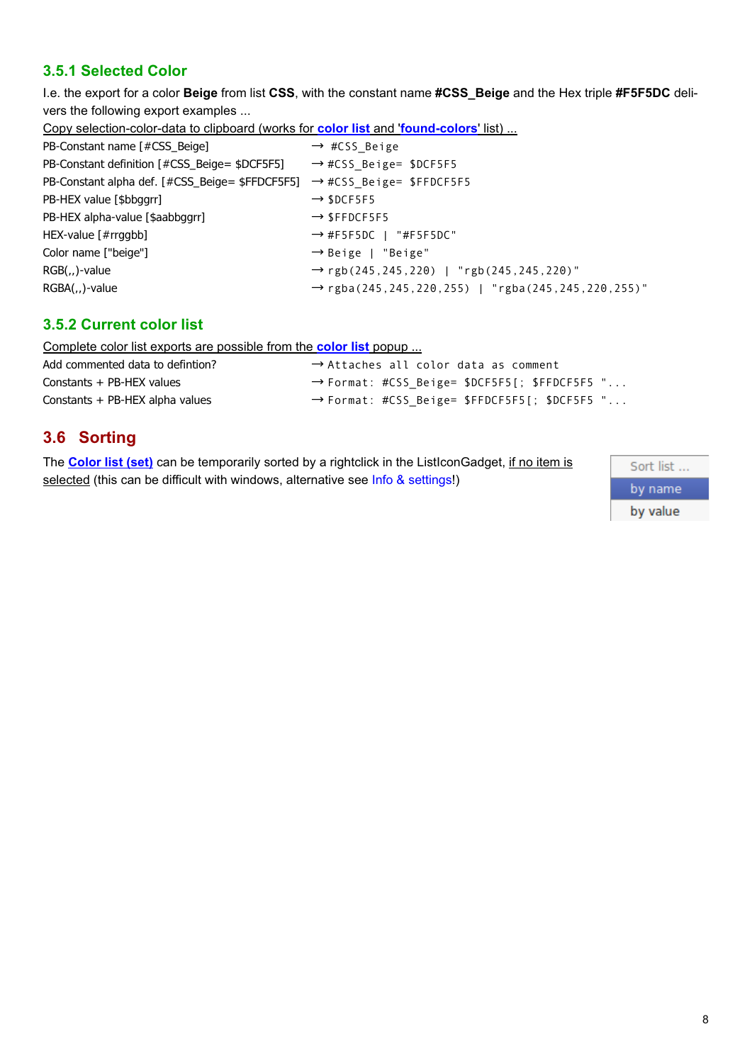### 3.5.1 Selected Color

I.e. the export for a color **Beige** from list **CSS**, with the constant name **#CSS_Beige** and the Hex triple **#F5F5DC** delivers the following export examples ...

Copy selection-color-data to clipboard (works for **color list** and '**found-colors**' list) ...

| | |
|---|---|
| PB-Constant name [#CSS_Beige] | → `#CSS_Beige` |
| PB-Constant definition [#CSS_Beige= $DCF5F5] | → `#CSS_Beige= $DCF5F5` |
| PB-Constant alpha def. [#CSS_Beige= $FFDCF5F5] | → `#CSS_Beige= $FFDCF5F5` |
| PB-HEX value [$bbggrr] | → `$DCF5F5` |
| PB-HEX alpha-value [$aabbggrr] | → `$FFDCF5F5` |
| HEX-value [#rrggbb] | → `#F5F5DC | "#F5F5DC"` |
| Color name ["beige"] | → `Beige | "Beige"` |
| RGB(,,)-value | → `rgb(245,245,220) | "rgb(245,245,220)"` |
| RGBA(,,)-value | → `rgba(245,245,220,255) | "rgba(245,245,220,255)"` |

### 3.5.2 Current color list

Complete color list exports are possible from the **color list** popup ...

| | |
|---|---|
| Add commented data to defintion? | → `Attaches all color data as comment` |
| Constants + PB-HEX values | → `Format: #CSS_Beige= $DCF5F5[; $FFDCF5F5 "...` |
| Constants + PB-HEX alpha values | → `Format: #CSS_Beige= $FFDCF5F5[; $DCF5F5 "...` |

## 3.6 Sorting

The **Color list (set)** can be temporarily sorted by a rightclick in the ListIconGadget, if no item is selected (this can be difficult with windows, alternative see Info & settings!)

Sort list ...
by name
by value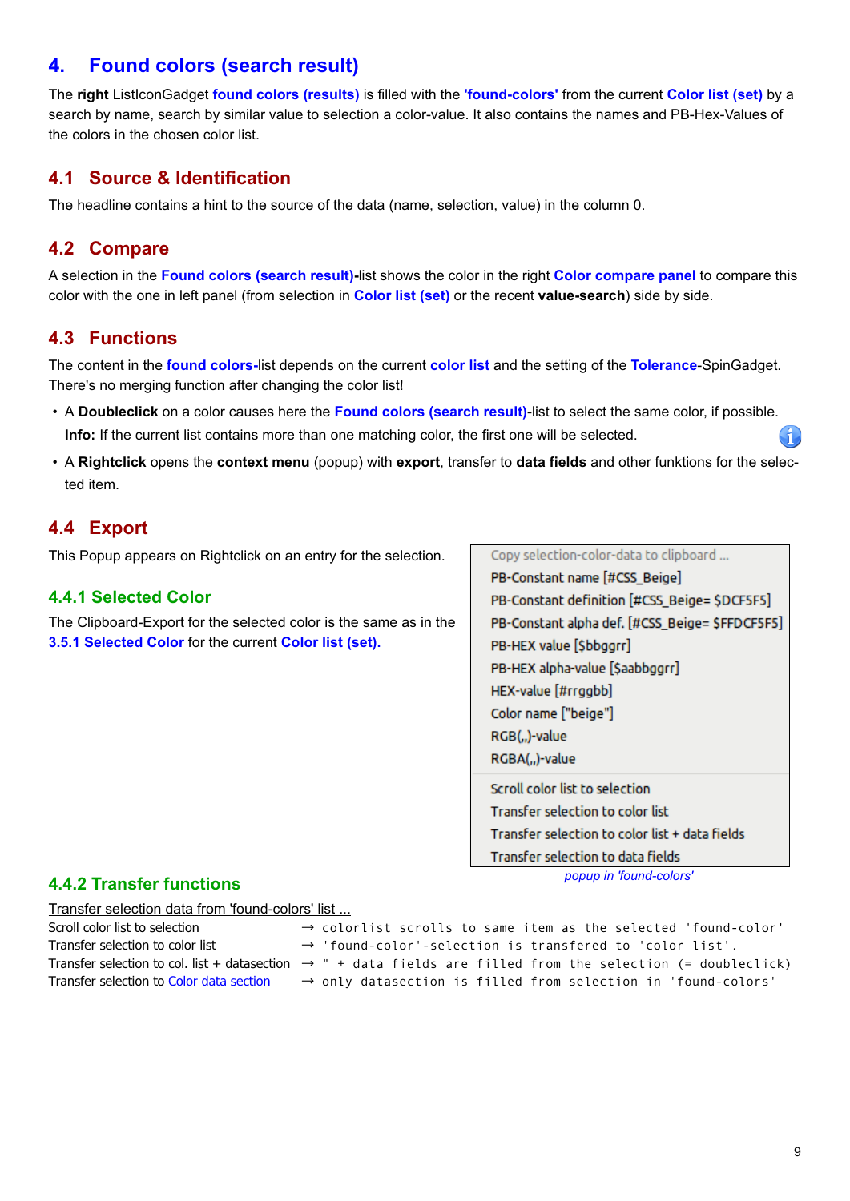# 4. Found colors (search result)

The **right** ListIconGadget **found colors (results)** is filled with the **'found-colors'** from the current **Color list (set)** by a search by name, search by similar value to selection a color-value. It also contains the names and PB-Hex-Values of the colors in the chosen color list.

## 4.1 Source & Identification

The headline contains a hint to the source of the data (name, selection, value) in the column 0.

## 4.2 Compare

A selection in the **Found colors (search result)**-list shows the color in the right **Color compare panel** to compare this color with the one in left panel (from selection in **Color list (set)** or the recent **value-search**) side by side.

## 4.3 Functions

The content in the **found colors**-list depends on the current **color list** and the setting of the **Tolerance**-SpinGadget. There's no merging function after changing the color list!

- A **Doubleclick** on a color causes here the **Found colors (search result)**-list to select the same color, if possible.
  **Info:** If the current list contains more than one matching color, the first one will be selected.
- A **Rightclick** opens the **context menu** (popup) with **export**, transfer to **data fields** and other funktions for the selected item.

## 4.4 Export

This Popup appears on Rightclick on an entry for the selection.

### 4.4.1 Selected Color

The Clipboard-Export for the selected color is the same as in the **3.5.1 Selected Color** for the current **Color list (set)**.

Copy selection-color-data to clipboard ...
PB-Constant name [#CSS_Beige]
PB-Constant definition [#CSS_Beige= $DCF5F5]
PB-Constant alpha def. [#CSS_Beige= $FFDCF5F5]
PB-HEX value [$bbggrr]
PB-HEX alpha-value [$aabbggrr]
HEX-value [#rrggbb]
Color name ["beige"]
RGB(,,)-value
RGBA(,,)-value

Scroll color list to selection
Transfer selection to color list
Transfer selection to color list + data fields
Transfer selection to data fields

*popup in 'found-colors'*

### 4.4.2 Transfer functions

Transfer selection data from 'found-colors' list ...

| | |
|---|---|
| Scroll color list to selection | → colorlist scrolls to same item as the selected 'found-color' |
| Transfer selection to color list | → 'found-color'-selection is transfered to 'color list'. |
| Transfer selection to col. list + datasection | → " + data fields are filled from the selection (= doubleclick) |
| Transfer selection to Color data section | → only datasection is filled from selection in 'found-colors' |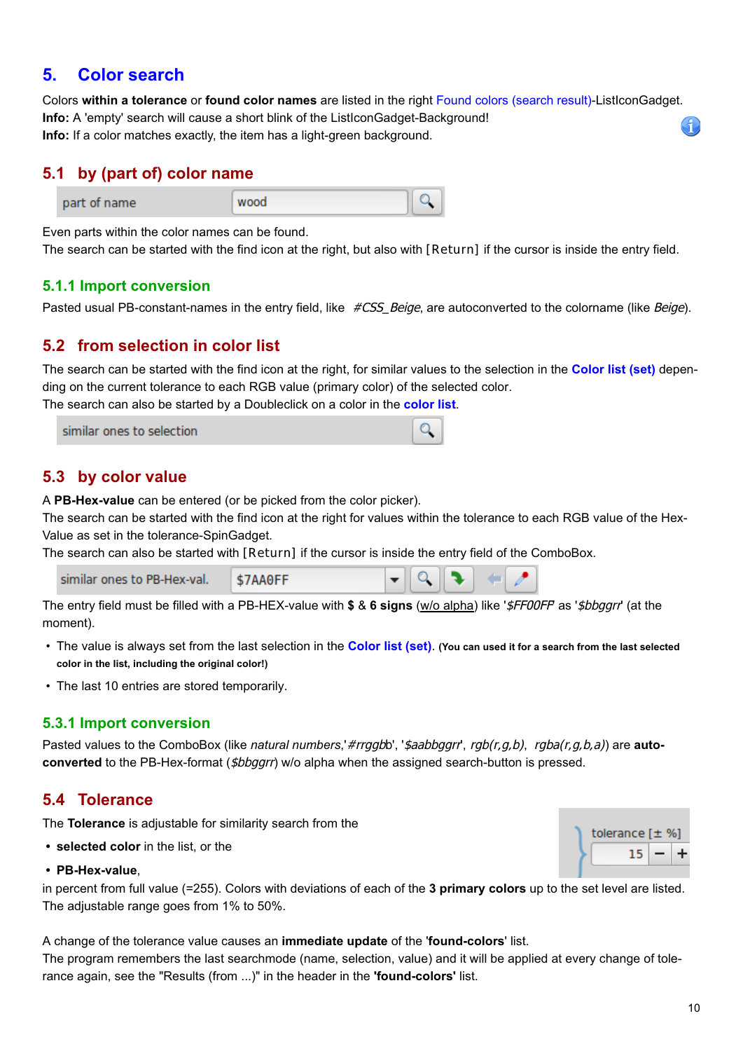# 5. Color search

Colors **within a tolerance** or **found color names** are listed in the right Found colors (search result)-ListIconGadget.
**Info:** A 'empty' search will cause a short blink of the ListIconGadget-Background!
**Info:** If a color matches exactly, the item has a light-green background.

## 5.1 by (part of) color name

part of name | wood

Even parts within the color names can be found.
The search can be started with the find icon at the right, but also with `[Return]` if the cursor is inside the entry field.

### 5.1.1 Import conversion

Pasted usual PB-constant-names in the entry field, like *#CSS_Beige*, are autoconverted to the colorname (like *Beige*).

## 5.2 from selection in color list

The search can be started with the find icon at the right, for similar values to the selection in the **Color list (set)** depending on the current tolerance to each RGB value (primary color) of the selected color.
The search can also be started by a Doubleclick on a color in the **color list**.

similar ones to selection

## 5.3 by color value

A **PB-Hex-value** can be entered (or be picked from the color picker).
The search can be started with the find icon at the right for values within the tolerance to each RGB value of the Hex-Value as set in the tolerance-SpinGadget.
The search can also be started with `[Return]` if the cursor is inside the entry field of the ComboBox.

similar ones to PB-Hex-val. | $7AA0FF

The entry field must be filled with a PB-HEX-value with **$** & **6 signs** (w/o alpha) like '*$FF00FF*' as '*$bbggrr*' (at the moment).

- The value is always set from the last selection in the **Color list (set)**. **(You can used it for a search from the last selected color in the list, including the original color!)**
- The last 10 entries are stored temporarily.

### 5.3.1 Import conversion

Pasted values to the ComboBox (like *natural numbers*,'*#rrggbb*', '*$aabbggrr*', *rgb(r,g,b)*, *rgba(r,g,b,a)*) are **auto-converted** to the PB-Hex-format (*$bbggrr*) w/o alpha when the assigned search-button is pressed.

## 5.4 Tolerance

tolerance [± %] 15

The **Tolerance** is adjustable for similarity search from the

- **selected color** in the list, or the
- **PB-Hex-value**,

in percent from full value (=255). Colors with deviations of each of the **3 primary colors** up to the set level are listed.
The adjustable range goes from 1% to 50%.

A change of the tolerance value causes an **immediate update** of the '**found-colors**' list.
The program remembers the last searchmode (name, selection, value) and it will be applied at every change of tolerance again, see the "Results (from ...)" in the header in the **'found-colors'** list.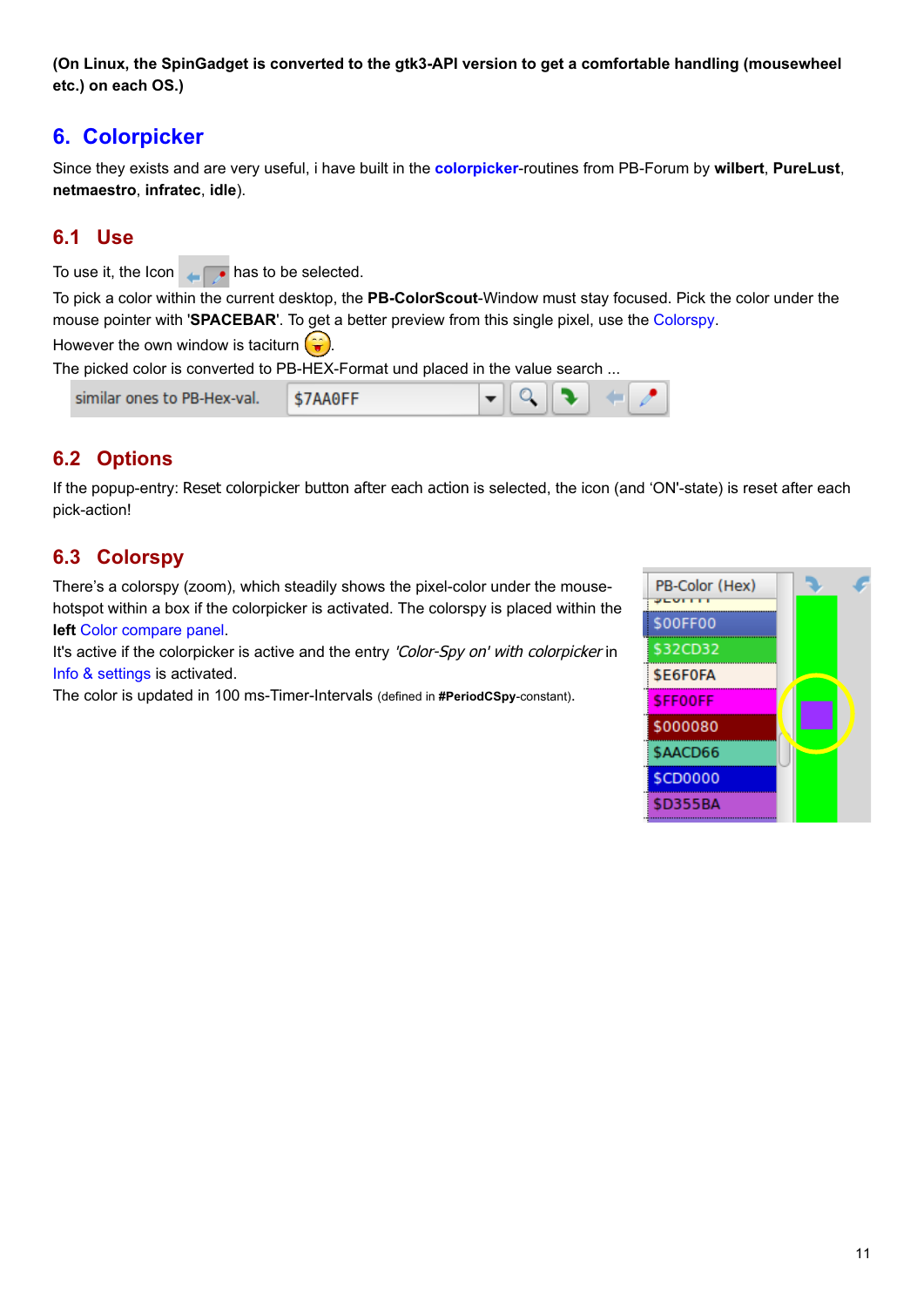**(On Linux, the SpinGadget is converted to the gtk3-API version to get a comfortable handling (mousewheel etc.) on each OS.)**

## 6. Colorpicker

Since they exists and are very useful, i have built in the **colorpicker**-routines from PB-Forum by **wilbert**, **PureLust**, **netmaestro**, **infratec**, **idle**).

### 6.1 Use

To use it, the Icon has to be selected.

To pick a color within the current desktop, the **PB-ColorScout**-Window must stay focused. Pick the color under the mouse pointer with '**SPACEBAR**'. To get a better preview from this single pixel, use the Colorspy.

However the own window is taciturn.

The picked color is converted to PB-HEX-Format und placed in the value search ...

similar ones to PB-Hex-val. $7AA0FF

### 6.2 Options

If the popup-entry: Reset colorpicker button after each action is selected, the icon (and 'ON'-state) is reset after each pick-action!

### 6.3 Colorspy

There's a colorspy (zoom), which steadily shows the pixel-color under the mouse-hotspot within a box if the colorpicker is activated. The colorspy is placed within the **left** Color compare panel.

It's active if the colorpicker is active and the entry *'Color-Spy on' with colorpicker* in Info & settings is activated.

The color is updated in 100 ms-Timer-Intervals (defined in **#PeriodCSpy**-constant).

PB-Color (Hex)
$00FF00
$32CD32
$E6F0FA
$FF00FF
$000080
$AACD66
$CD0000
$D355BA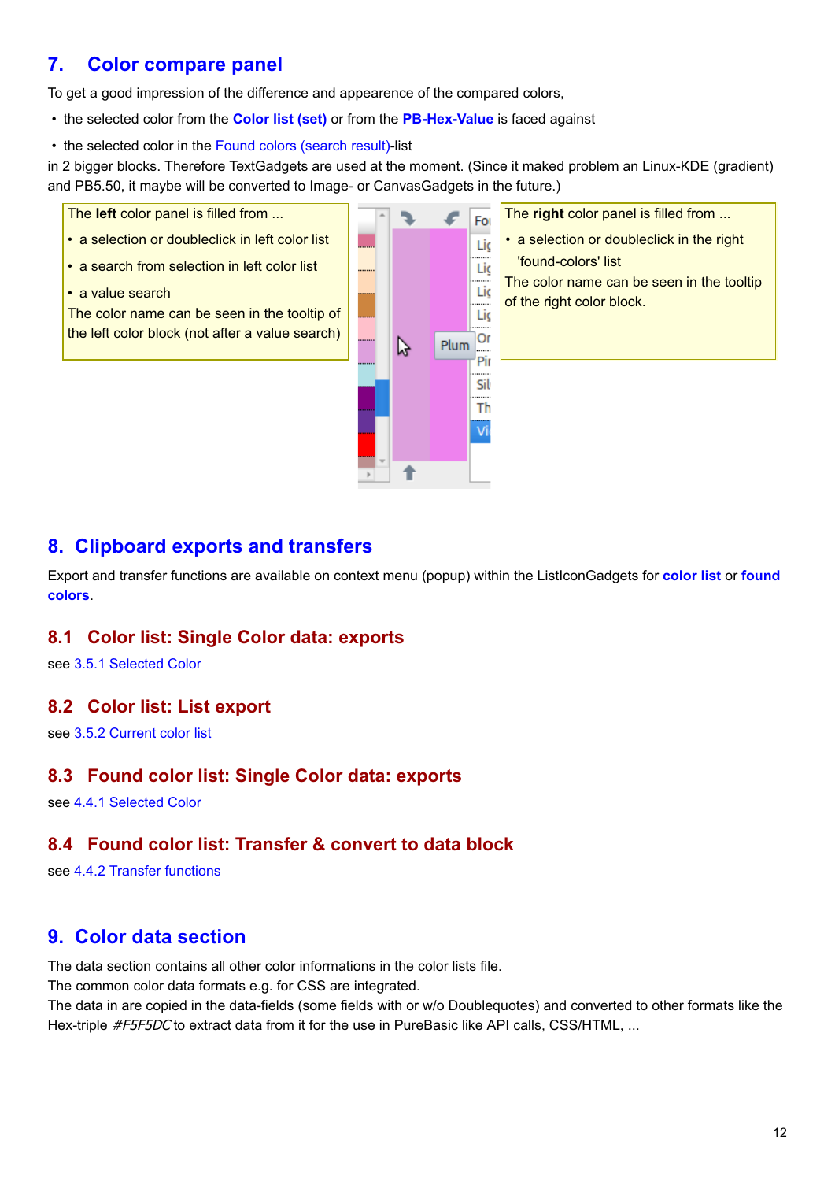## 7. Color compare panel

To get a good impression of the difference and appearence of the compared colors,

- the selected color from the **Color list (set)** or from the **PB-Hex-Value** is faced against
- the selected color in the Found colors (search result)-list

in 2 bigger blocks. Therefore TextGadgets are used at the moment. (Since it maked problem an Linux-KDE (gradient) and PB5.50, it maybe will be converted to Image- or CanvasGadgets in the future.)

The **left** color panel is filled from ...

- a selection or doubleclick in left color list
- a search from selection in left color list
- a value search

The color name can be seen in the tooltip of the left color block (not after a value search)

The **right** color panel is filled from ...

- a selection or doubleclick in the right 'found-colors' list

The color name can be seen in the tooltip of the right color block.

## 8. Clipboard exports and transfers

Export and transfer functions are available on context menu (popup) within the ListIconGadgets for **color list** or **found colors**.

### 8.1 Color list: Single Color data: exports

see 3.5.1 Selected Color

### 8.2 Color list: List export

see 3.5.2 Current color list

### 8.3 Found color list: Single Color data: exports

see 4.4.1 Selected Color

### 8.4 Found color list: Transfer & convert to data block

see 4.4.2 Transfer functions

## 9. Color data section

The data section contains all other color informations in the color lists file.
The common color data formats e.g. for CSS are integrated.
The data in are copied in the data-fields (some fields with or w/o Doublequotes) and converted to other formats like the Hex-triple *#F5F5DC* to extract data from it for the use in PureBasic like API calls, CSS/HTML, ...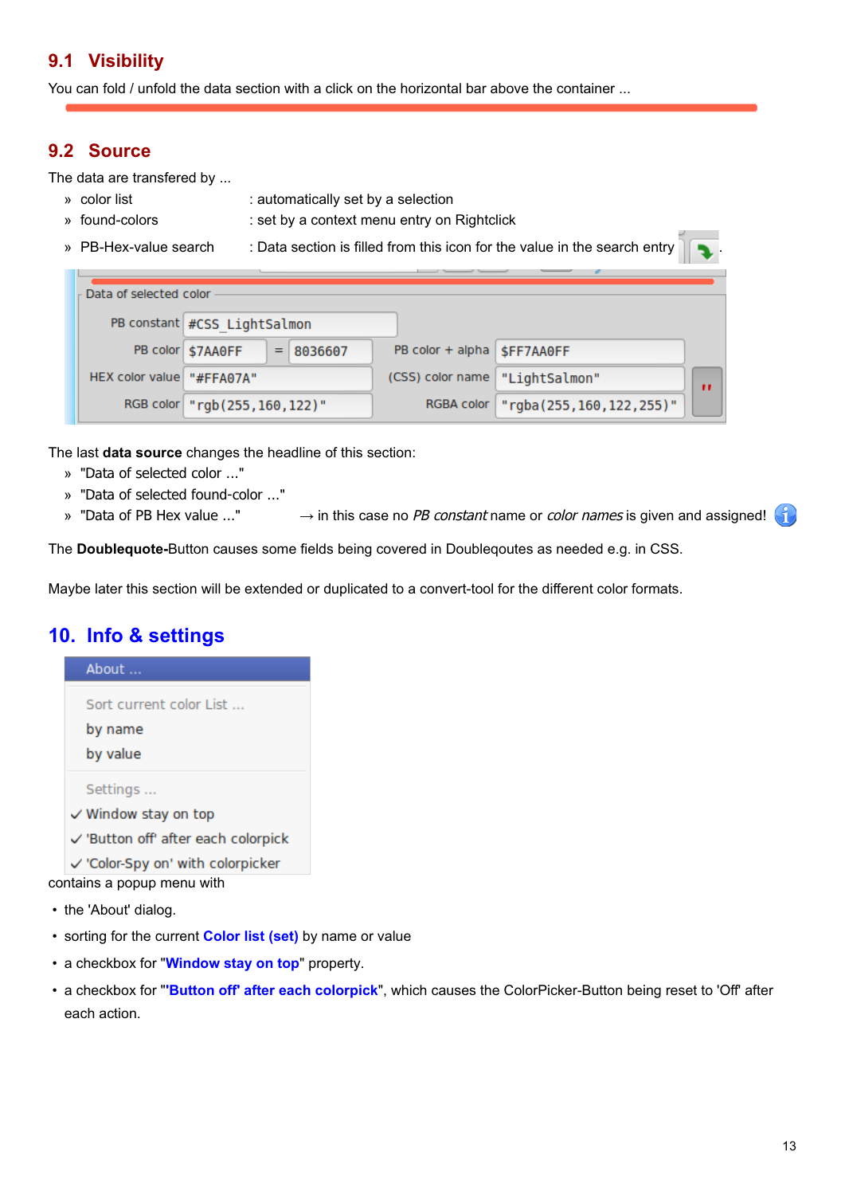## 9.1 Visibility

You can fold / unfold the data section with a click on the horizontal bar above the container ...

## 9.2 Source

The data are transfered by ...

- » color list : automatically set by a selection
- » found-colors : set by a context menu entry on Rightclick
- » PB-Hex-value search : Data section is filled from this icon for the value in the search entry .

Data of selected color

| | | | | |
|---|---|---|---|---|
| PB constant | #CSS_LightSalmon | | | |
| PB color | $7AA0FF = 8036607 | | PB color + alpha | $FF7AA0FF |
| HEX color value | "#FFA07A" | | (CSS) color name | "LightSalmon" |
| RGB color | "rgb(255,160,122)" | | RGBA color | "rgba(255,160,122,255)" |

The last **data source** changes the headline of this section:

- » "Data of selected color ..."
- » "Data of selected found-color ..."
- » "Data of PB Hex value ..." → in this case no *PB constant* name or *color names* is given and assigned!

The **Doublequote-**Button causes some fields being covered in Doubleqoutes as needed e.g. in CSS.

Maybe later this section will be extended or duplicated to a convert-tool for the different color formats.

# 10. Info & settings

About ...

Sort current color List ...
by name
by value

Settings ...
✓ Window stay on top
✓ 'Button off' after each colorpick
✓ 'Color-Spy on' with colorpicker

contains a popup menu with

- the 'About' dialog.
- sorting for the current **Color list (set)** by name or value
- a checkbox for "**Window stay on top**" property.
- a checkbox for "**'Button off' after each colorpick**", which causes the ColorPicker-Button being reset to 'Off' after each action.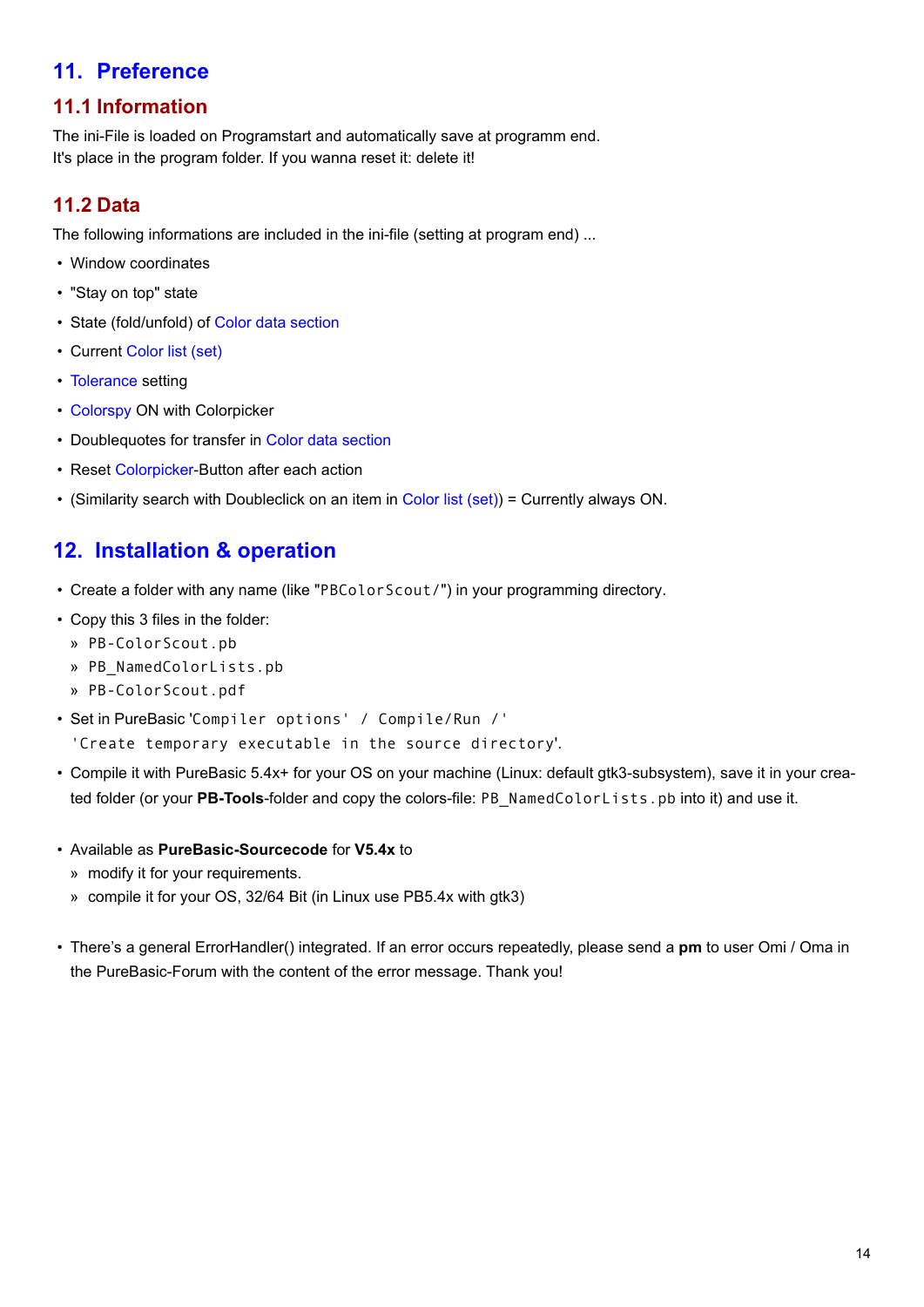## 11. Preference

### 11.1 Information

The ini-File is loaded on Programstart and automatically save at programm end.
It's place in the program folder. If you wanna reset it: delete it!

### 11.2 Data

The following informations are included in the ini-file (setting at program end) ...

- Window coordinates
- "Stay on top" state
- State (fold/unfold) of Color data section
- Current Color list (set)
- Tolerance setting
- Colorspy ON with Colorpicker
- Doublequotes for transfer in Color data section
- Reset Colorpicker-Button after each action
- (Similarity search with Doubleclick on an item in Color list (set)) = Currently always ON.

## 12. Installation & operation

- Create a folder with any name (like "`PBColorScout/`") in your programming directory.
- Copy this 3 files in the folder:
  - `PB-ColorScout.pb`
  - `PB_NamedColorLists.pb`
  - `PB-ColorScout.pdf`
- Set in PureBasic '`Compiler options' / Compile/Run /' 'Create temporary executable in the source directory`'.
- Compile it with PureBasic 5.4x+ for your OS on your machine (Linux: default gtk3-subsystem), save it in your created folder (or your **PB-Tools**-folder and copy the colors-file: `PB_NamedColorLists.pb` into it) and use it.

- Available as **PureBasic-Sourcecode** for **V5.4x** to
  - modify it for your requirements.
  - compile it for your OS, 32/64 Bit (in Linux use PB5.4x with gtk3)

- There's a general ErrorHandler() integrated. If an error occurs repeatedly, please send a **pm** to user Omi / Oma in the PureBasic-Forum with the content of the error message. Thank you!